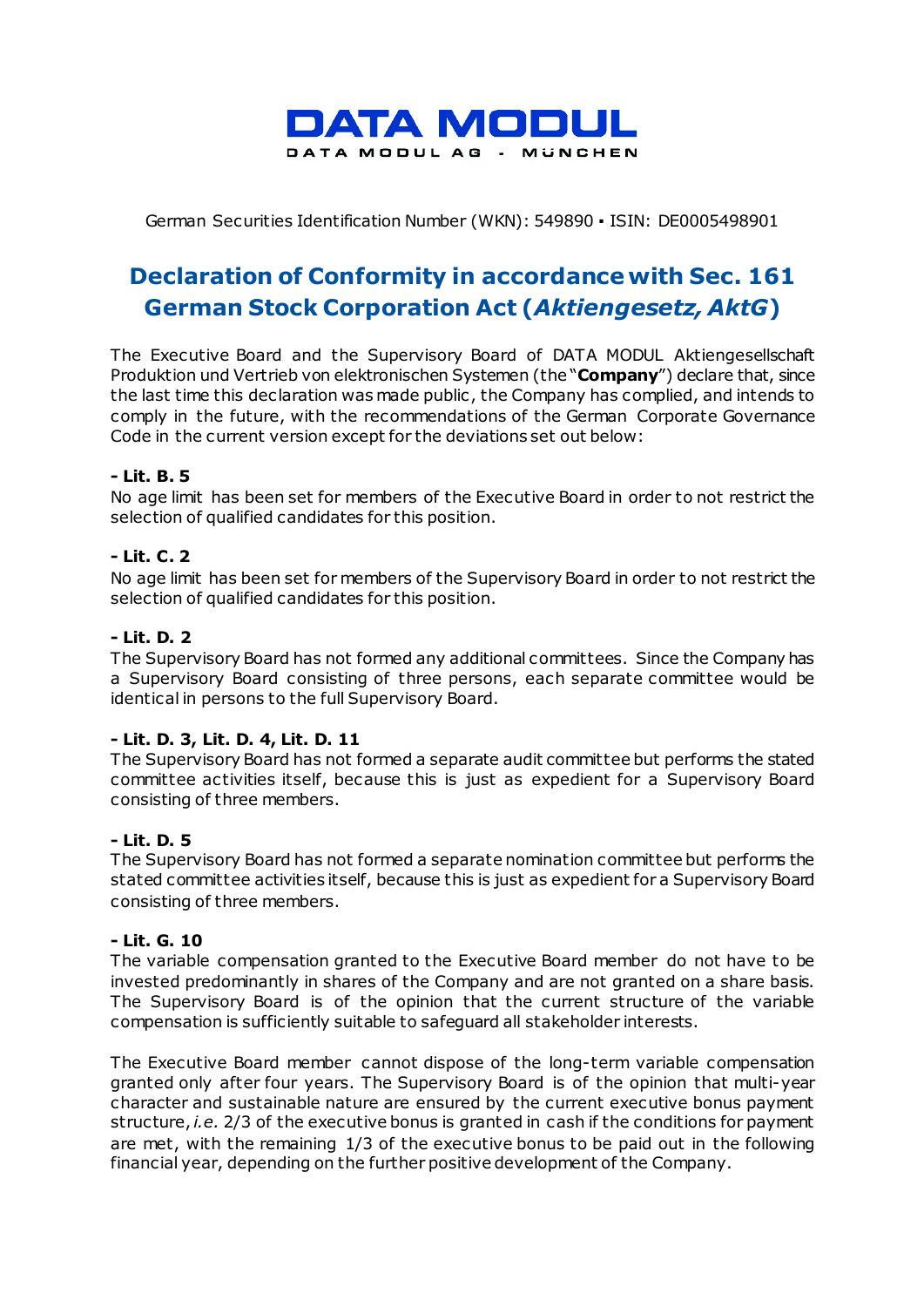# DATA MODUL

DATA MODUL AG - MÜNCHEN

German Securities Identification Number (WKN): 549890 ▪ ISIN: DE0005498901

## Declaration of Conformity in accordance with Sec. 161 German Stock Corporation Act (*Aktiengesetz, AktG*)

The Executive Board and the Supervisory Board of DATA MODUL Aktiengesellschaft Produktion und Vertrieb von elektronischen Systemen (the "**Company**") declare that, since the last time this declaration was made public, the Company has complied, and intends to comply in the future, with the recommendations of the German Corporate Governance Code in the current version except for the deviations set out below:

**- Lit. B. 5**

No age limit has been set for members of the Executive Board in order to not restrict the selection of qualified candidates for this position.

**- Lit. C. 2**

No age limit has been set for members of the Supervisory Board in order to not restrict the selection of qualified candidates for this position.

**- Lit. D. 2**

The Supervisory Board has not formed any additional committees. Since the Company has a Supervisory Board consisting of three persons, each separate committee would be identical in persons to the full Supervisory Board.

**- Lit. D. 3, Lit. D. 4, Lit. D. 11**

The Supervisory Board has not formed a separate audit committee but performs the stated committee activities itself, because this is just as expedient for a Supervisory Board consisting of three members.

**- Lit. D. 5**

The Supervisory Board has not formed a separate nomination committee but performs the stated committee activities itself, because this is just as expedient for a Supervisory Board consisting of three members.

**- Lit. G. 10**

The variable compensation granted to the Executive Board member do not have to be invested predominantly in shares of the Company and are not granted on a share basis. The Supervisory Board is of the opinion that the current structure of the variable compensation is sufficiently suitable to safeguard all stakeholder interests.

The Executive Board member cannot dispose of the long-term variable compensation granted only after four years. The Supervisory Board is of the opinion that multi-year character and sustainable nature are ensured by the current executive bonus payment structure, *i.e.* 2/3 of the executive bonus is granted in cash if the conditions for payment are met, with the remaining 1/3 of the executive bonus to be paid out in the following financial year, depending on the further positive development of the Company.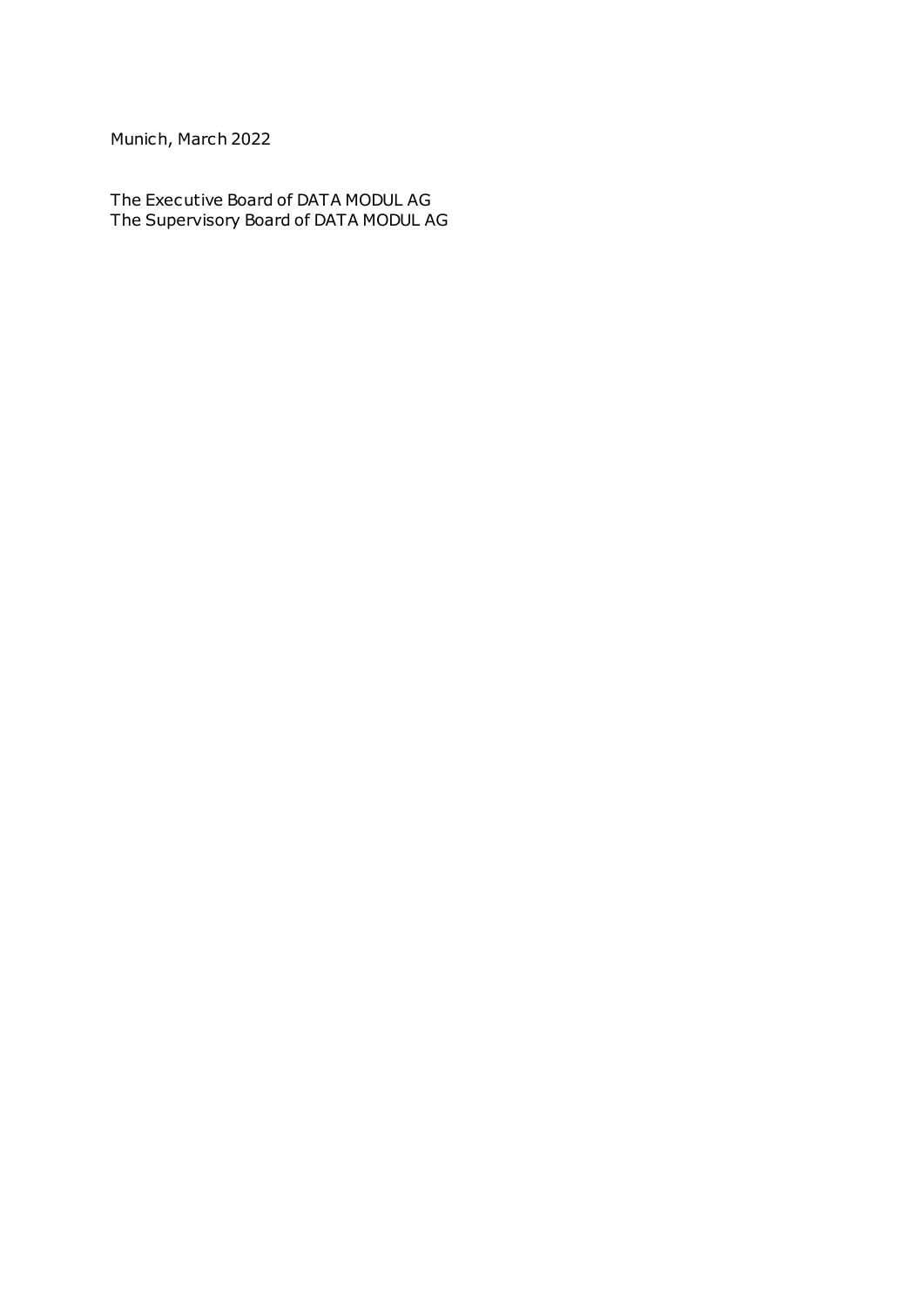Munich, March 2022

The Executive Board of DATA MODUL AG
The Supervisory Board of DATA MODUL AG